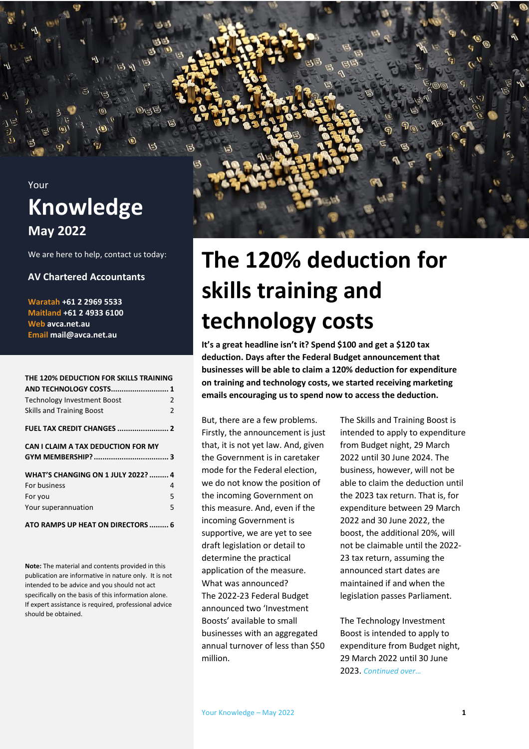Your

# Knowledge

**May 2022**

We are here to help, contact us today:

**AV Chartered Accountants**

**Waratah +61 2 2969 5533**
**Maitland +61 2 4933 6100**
**Web avca.net.au**
**Email mail@avca.net.au**

**THE 120% DEDUCTION FOR SKILLS TRAINING AND TECHNOLOGY COSTS ........................... 1**
Technology Investment Boost 2
Skills and Training Boost 2

**FUEL TAX CREDIT CHANGES ........................ 2**

**CAN I CLAIM A TAX DEDUCTION FOR MY GYM MEMBERSHIP? .................................. 3**

**WHAT'S CHANGING ON 1 JULY 2022? ......... 4**
For business 4
For you 5
Your superannuation 5

**ATO RAMPS UP HEAT ON DIRECTORS ......... 6**

**Note:** The material and contents provided in this publication are informative in nature only. It is not intended to be advice and you should not act specifically on the basis of this information alone. If expert assistance is required, professional advice should be obtained.

# The 120% deduction for skills training and technology costs

**It's a great headline isn't it? Spend $100 and get a $120 tax deduction. Days after the Federal Budget announcement that businesses will be able to claim a 120% deduction for expenditure on training and technology costs, we started receiving marketing emails encouraging us to spend now to access the deduction.**

But, there are a few problems. Firstly, the announcement is just that, it is not yet law. And, given the Government is in caretaker mode for the Federal election, we do not know the position of the incoming Government on this measure. And, even if the incoming Government is supportive, we are yet to see draft legislation or detail to determine the practical application of the measure.

What was announced?

The 2022-23 Federal Budget announced two 'Investment Boosts' available to small businesses with an aggregated annual turnover of less than $50 million.

The Skills and Training Boost is intended to apply to expenditure from Budget night, 29 March 2022 until 30 June 2024. The business, however, will not be able to claim the deduction until the 2023 tax return. That is, for expenditure between 29 March 2022 and 30 June 2022, the boost, the additional 20%, will not be claimable until the 2022-23 tax return, assuming the announced start dates are maintained if and when the legislation passes Parliament.

The Technology Investment Boost is intended to apply to expenditure from Budget night, 29 March 2022 until 30 June 2023. *Continued over…*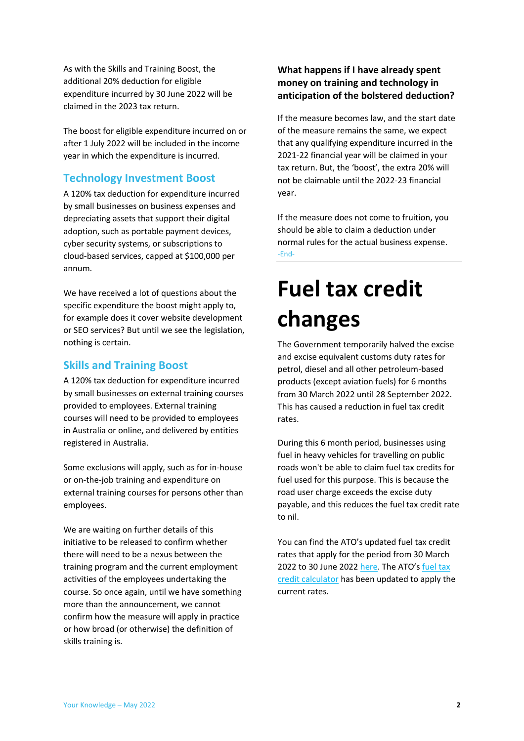As with the Skills and Training Boost, the additional 20% deduction for eligible expenditure incurred by 30 June 2022 will be claimed in the 2023 tax return.

The boost for eligible expenditure incurred on or after 1 July 2022 will be included in the income year in which the expenditure is incurred.

### Technology Investment Boost

A 120% tax deduction for expenditure incurred by small businesses on business expenses and depreciating assets that support their digital adoption, such as portable payment devices, cyber security systems, or subscriptions to cloud-based services, capped at $100,000 per annum.

We have received a lot of questions about the specific expenditure the boost might apply to, for example does it cover website development or SEO services? But until we see the legislation, nothing is certain.

### Skills and Training Boost

A 120% tax deduction for expenditure incurred by small businesses on external training courses provided to employees. External training courses will need to be provided to employees in Australia or online, and delivered by entities registered in Australia.

Some exclusions will apply, such as for in-house or on-the-job training and expenditure on external training courses for persons other than employees.

We are waiting on further details of this initiative to be released to confirm whether there will need to be a nexus between the training program and the current employment activities of the employees undertaking the course. So once again, until we have something more than the announcement, we cannot confirm how the measure will apply in practice or how broad (or otherwise) the definition of skills training is.

### What happens if I have already spent money on training and technology in anticipation of the bolstered deduction?

If the measure becomes law, and the start date of the measure remains the same, we expect that any qualifying expenditure incurred in the 2021-22 financial year will be claimed in your tax return. But, the 'boost', the extra 20% will not be claimable until the 2022-23 financial year.

If the measure does not come to fruition, you should be able to claim a deduction under normal rules for the actual business expense.

-End-

# Fuel tax credit changes

The Government temporarily halved the excise and excise equivalent customs duty rates for petrol, diesel and all other petroleum-based products (except aviation fuels) for 6 months from 30 March 2022 until 28 September 2022. This has caused a reduction in fuel tax credit rates.

During this 6 month period, businesses using fuel in heavy vehicles for travelling on public roads won't be able to claim fuel tax credits for fuel used for this purpose. This is because the road user charge exceeds the excise duty payable, and this reduces the fuel tax credit rate to nil.

You can find the ATO's updated fuel tax credit rates that apply for the period from 30 March 2022 to 30 June 2022 here. The ATO's fuel tax credit calculator has been updated to apply the current rates.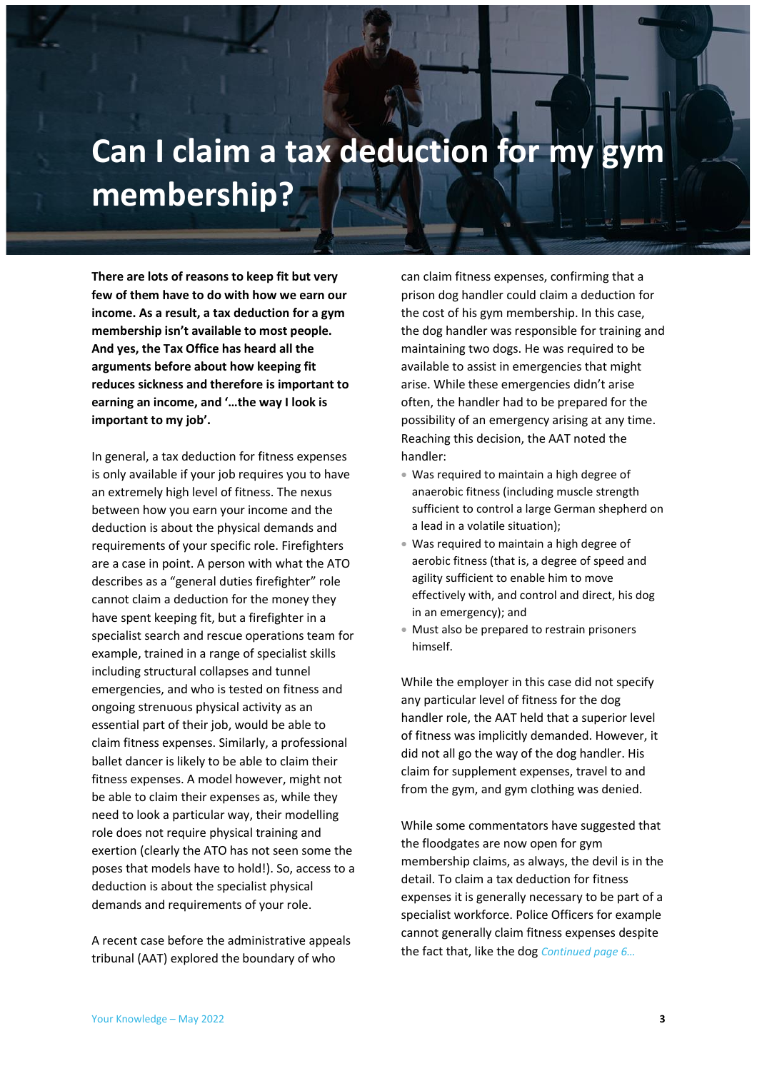# Can I claim a tax deduction for my gym membership?

**There are lots of reasons to keep fit but very few of them have to do with how we earn our income. As a result, a tax deduction for a gym membership isn't available to most people. And yes, the Tax Office has heard all the arguments before about how keeping fit reduces sickness and therefore is important to earning an income, and '…the way I look is important to my job'.**

In general, a tax deduction for fitness expenses is only available if your job requires you to have an extremely high level of fitness. The nexus between how you earn your income and the deduction is about the physical demands and requirements of your specific role. Firefighters are a case in point. A person with what the ATO describes as a "general duties firefighter" role cannot claim a deduction for the money they have spent keeping fit, but a firefighter in a specialist search and rescue operations team for example, trained in a range of specialist skills including structural collapses and tunnel emergencies, and who is tested on fitness and ongoing strenuous physical activity as an essential part of their job, would be able to claim fitness expenses. Similarly, a professional ballet dancer is likely to be able to claim their fitness expenses. A model however, might not be able to claim their expenses as, while they need to look a particular way, their modelling role does not require physical training and exertion (clearly the ATO has not seen some the poses that models have to hold!). So, access to a deduction is about the specialist physical demands and requirements of your role.

A recent case before the administrative appeals tribunal (AAT) explored the boundary of who can claim fitness expenses, confirming that a prison dog handler could claim a deduction for the cost of his gym membership. In this case, the dog handler was responsible for training and maintaining two dogs. He was required to be available to assist in emergencies that might arise. While these emergencies didn't arise often, the handler had to be prepared for the possibility of an emergency arising at any time. Reaching this decision, the AAT noted the handler:

- Was required to maintain a high degree of anaerobic fitness (including muscle strength sufficient to control a large German shepherd on a lead in a volatile situation);
- Was required to maintain a high degree of aerobic fitness (that is, a degree of speed and agility sufficient to enable him to move effectively with, and control and direct, his dog in an emergency); and
- Must also be prepared to restrain prisoners himself.

While the employer in this case did not specify any particular level of fitness for the dog handler role, the AAT held that a superior level of fitness was implicitly demanded. However, it did not all go the way of the dog handler. His claim for supplement expenses, travel to and from the gym, and gym clothing was denied.

While some commentators have suggested that the floodgates are now open for gym membership claims, as always, the devil is in the detail. To claim a tax deduction for fitness expenses it is generally necessary to be part of a specialist workforce. Police Officers for example cannot generally claim fitness expenses despite the fact that, like the dog *Continued page 6…*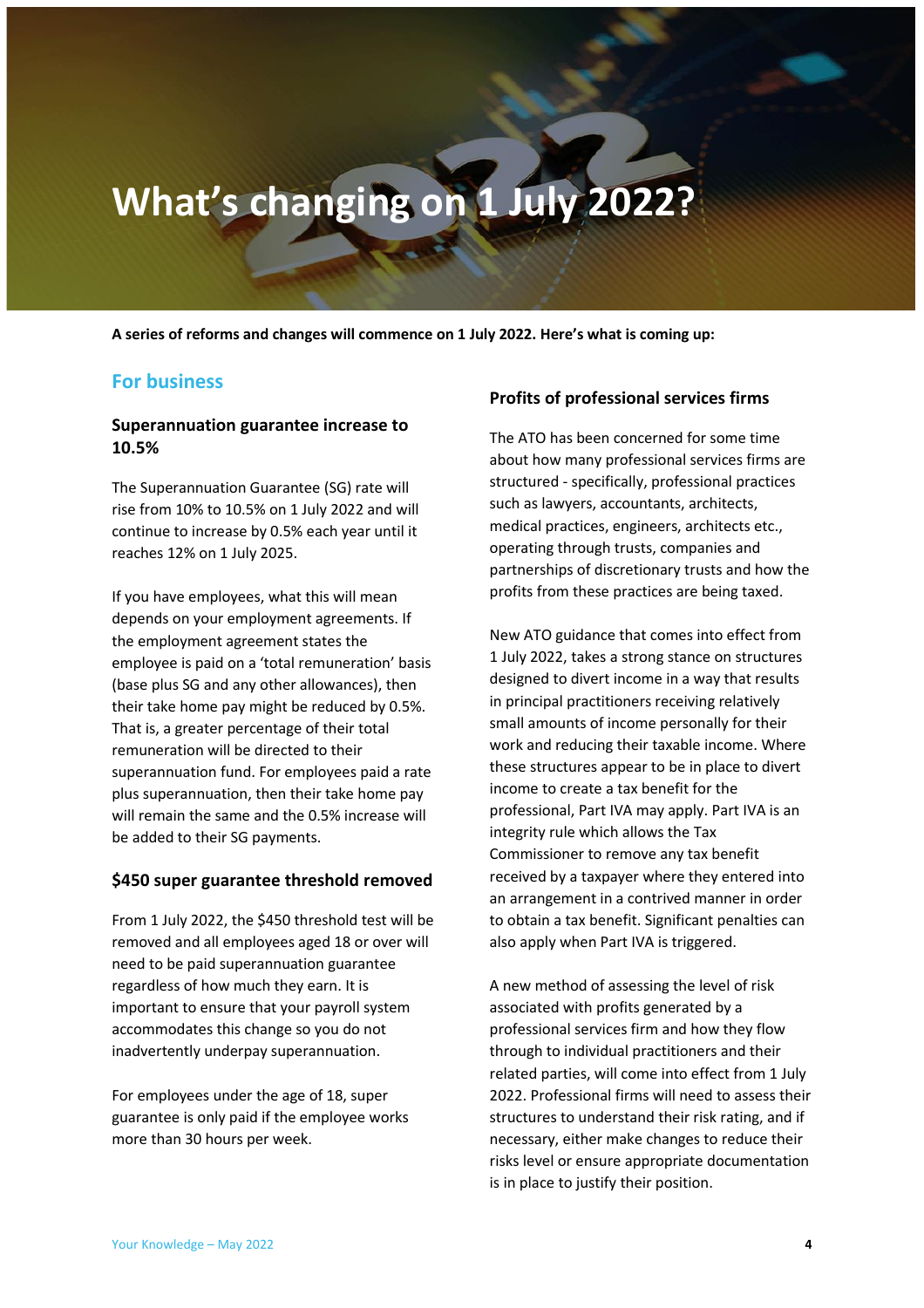# What's changing on 1 July 2022?

**A series of reforms and changes will commence on 1 July 2022. Here's what is coming up:**

## For business

### Superannuation guarantee increase to 10.5%

The Superannuation Guarantee (SG) rate will rise from 10% to 10.5% on 1 July 2022 and will continue to increase by 0.5% each year until it reaches 12% on 1 July 2025.

If you have employees, what this will mean depends on your employment agreements. If the employment agreement states the employee is paid on a 'total remuneration' basis (base plus SG and any other allowances), then their take home pay might be reduced by 0.5%. That is, a greater percentage of their total remuneration will be directed to their superannuation fund. For employees paid a rate plus superannuation, then their take home pay will remain the same and the 0.5% increase will be added to their SG payments.

### $450 super guarantee threshold removed

From 1 July 2022, the $450 threshold test will be removed and all employees aged 18 or over will need to be paid superannuation guarantee regardless of how much they earn. It is important to ensure that your payroll system accommodates this change so you do not inadvertently underpay superannuation.

For employees under the age of 18, super guarantee is only paid if the employee works more than 30 hours per week.

### Profits of professional services firms

The ATO has been concerned for some time about how many professional services firms are structured - specifically, professional practices such as lawyers, accountants, architects, medical practices, engineers, architects etc., operating through trusts, companies and partnerships of discretionary trusts and how the profits from these practices are being taxed.

New ATO guidance that comes into effect from 1 July 2022, takes a strong stance on structures designed to divert income in a way that results in principal practitioners receiving relatively small amounts of income personally for their work and reducing their taxable income. Where these structures appear to be in place to divert income to create a tax benefit for the professional, Part IVA may apply. Part IVA is an integrity rule which allows the Tax Commissioner to remove any tax benefit received by a taxpayer where they entered into an arrangement in a contrived manner in order to obtain a tax benefit. Significant penalties can also apply when Part IVA is triggered.

A new method of assessing the level of risk associated with profits generated by a professional services firm and how they flow through to individual practitioners and their related parties, will come into effect from 1 July 2022. Professional firms will need to assess their structures to understand their risk rating, and if necessary, either make changes to reduce their risks level or ensure appropriate documentation is in place to justify their position.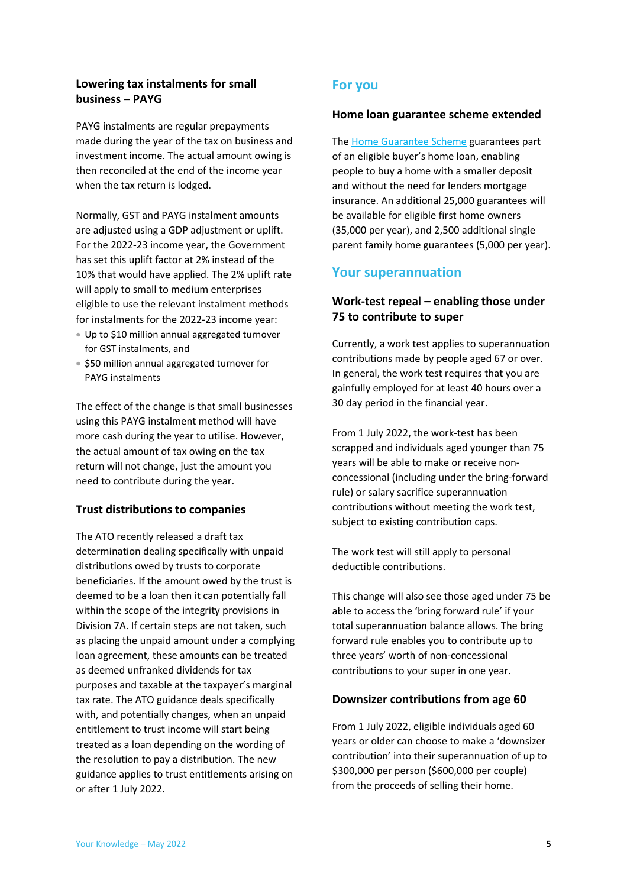### Lowering tax instalments for small business – PAYG

PAYG instalments are regular prepayments made during the year of the tax on business and investment income. The actual amount owing is then reconciled at the end of the income year when the tax return is lodged.

Normally, GST and PAYG instalment amounts are adjusted using a GDP adjustment or uplift. For the 2022-23 income year, the Government has set this uplift factor at 2% instead of the 10% that would have applied. The 2% uplift rate will apply to small to medium enterprises eligible to use the relevant instalment methods for instalments for the 2022-23 income year:

- Up to $10 million annual aggregated turnover for GST instalments, and
- $50 million annual aggregated turnover for PAYG instalments

The effect of the change is that small businesses using this PAYG instalment method will have more cash during the year to utilise. However, the actual amount of tax owing on the tax return will not change, just the amount you need to contribute during the year.

### Trust distributions to companies

The ATO recently released a draft tax determination dealing specifically with unpaid distributions owed by trusts to corporate beneficiaries. If the amount owed by the trust is deemed to be a loan then it can potentially fall within the scope of the integrity provisions in Division 7A. If certain steps are not taken, such as placing the unpaid amount under a complying loan agreement, these amounts can be treated as deemed unfranked dividends for tax purposes and taxable at the taxpayer's marginal tax rate. The ATO guidance deals specifically with, and potentially changes, when an unpaid entitlement to trust income will start being treated as a loan depending on the wording of the resolution to pay a distribution. The new guidance applies to trust entitlements arising on or after 1 July 2022.

## For you

### Home loan guarantee scheme extended

The [Home Guarantee Scheme] guarantees part of an eligible buyer's home loan, enabling people to buy a home with a smaller deposit and without the need for lenders mortgage insurance. An additional 25,000 guarantees will be available for eligible first home owners (35,000 per year), and 2,500 additional single parent family home guarantees (5,000 per year).

## Your superannuation

### Work-test repeal – enabling those under 75 to contribute to super

Currently, a work test applies to superannuation contributions made by people aged 67 or over. In general, the work test requires that you are gainfully employed for at least 40 hours over a 30 day period in the financial year.

From 1 July 2022, the work-test has been scrapped and individuals aged younger than 75 years will be able to make or receive non-concessional (including under the bring-forward rule) or salary sacrifice superannuation contributions without meeting the work test, subject to existing contribution caps.

The work test will still apply to personal deductible contributions.

This change will also see those aged under 75 be able to access the 'bring forward rule' if your total superannuation balance allows. The bring forward rule enables you to contribute up to three years' worth of non-concessional contributions to your super in one year.

### Downsizer contributions from age 60

From 1 July 2022, eligible individuals aged 60 years or older can choose to make a 'downsizer contribution' into their superannuation of up to $300,000 per person ($600,000 per couple) from the proceeds of selling their home.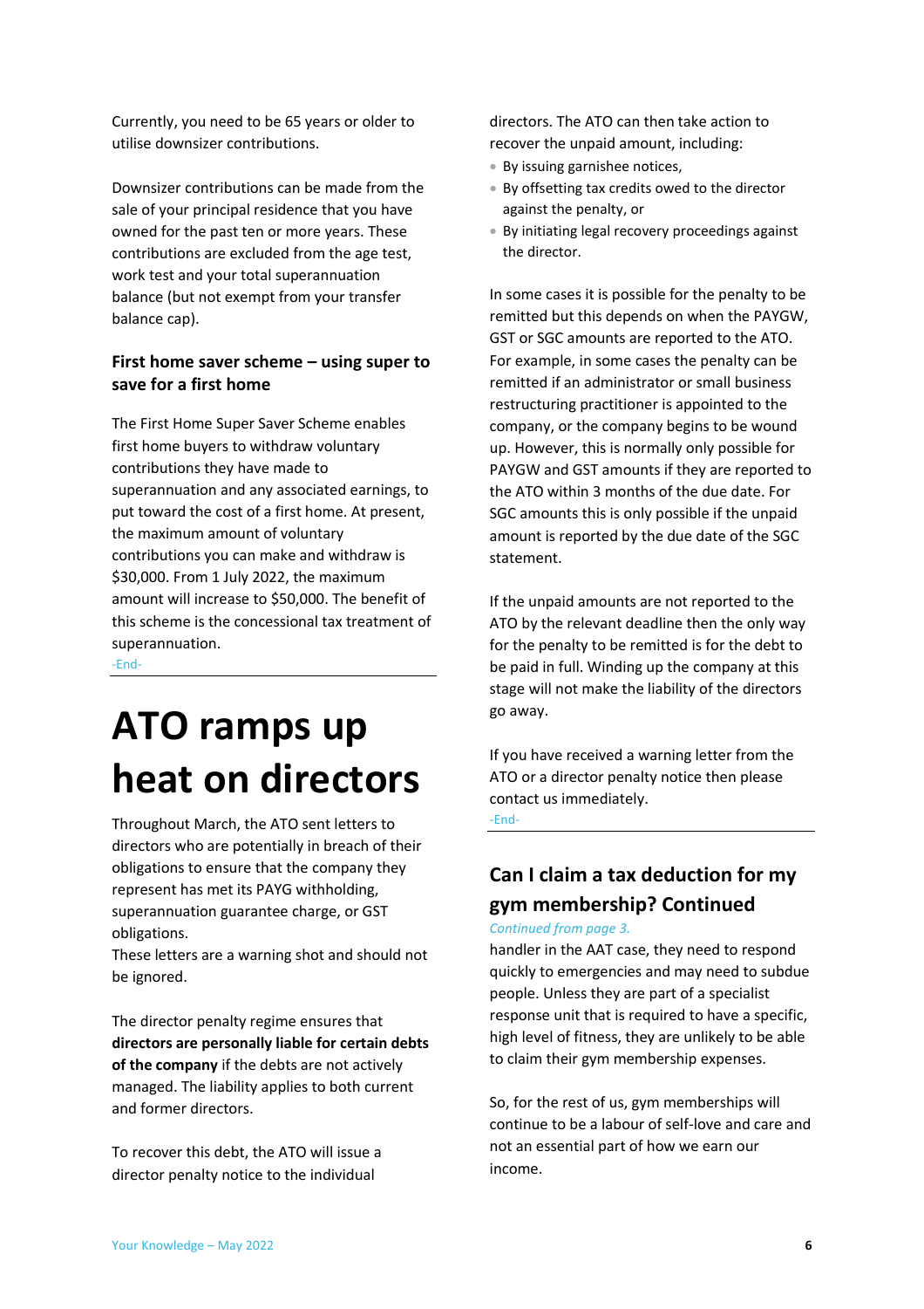Currently, you need to be 65 years or older to utilise downsizer contributions.

Downsizer contributions can be made from the sale of your principal residence that you have owned for the past ten or more years. These contributions are excluded from the age test, work test and your total superannuation balance (but not exempt from your transfer balance cap).

### First home saver scheme – using super to save for a first home

The First Home Super Saver Scheme enables first home buyers to withdraw voluntary contributions they have made to superannuation and any associated earnings, to put toward the cost of a first home. At present, the maximum amount of voluntary contributions you can make and withdraw is $30,000. From 1 July 2022, the maximum amount will increase to $50,000. The benefit of this scheme is the concessional tax treatment of superannuation.

-End-

# ATO ramps up heat on directors

Throughout March, the ATO sent letters to directors who are potentially in breach of their obligations to ensure that the company they represent has met its PAYG withholding, superannuation guarantee charge, or GST obligations.
These letters are a warning shot and should not be ignored.

The director penalty regime ensures that **directors are personally liable for certain debts of the company** if the debts are not actively managed. The liability applies to both current and former directors.

To recover this debt, the ATO will issue a director penalty notice to the individual directors. The ATO can then take action to recover the unpaid amount, including:

- By issuing garnishee notices,
- By offsetting tax credits owed to the director against the penalty, or
- By initiating legal recovery proceedings against the director.

In some cases it is possible for the penalty to be remitted but this depends on when the PAYGW, GST or SGC amounts are reported to the ATO. For example, in some cases the penalty can be remitted if an administrator or small business restructuring practitioner is appointed to the company, or the company begins to be wound up. However, this is normally only possible for PAYGW and GST amounts if they are reported to the ATO within 3 months of the due date. For SGC amounts this is only possible if the unpaid amount is reported by the due date of the SGC statement.

If the unpaid amounts are not reported to the ATO by the relevant deadline then the only way for the penalty to be remitted is for the debt to be paid in full. Winding up the company at this stage will not make the liability of the directors go away.

If you have received a warning letter from the ATO or a director penalty notice then please contact us immediately.

-End-

## Can I claim a tax deduction for my gym membership? Continued

*Continued from page 3.*

handler in the AAT case, they need to respond quickly to emergencies and may need to subdue people. Unless they are part of a specialist response unit that is required to have a specific, high level of fitness, they are unlikely to be able to claim their gym membership expenses.

So, for the rest of us, gym memberships will continue to be a labour of self-love and care and not an essential part of how we earn our income.